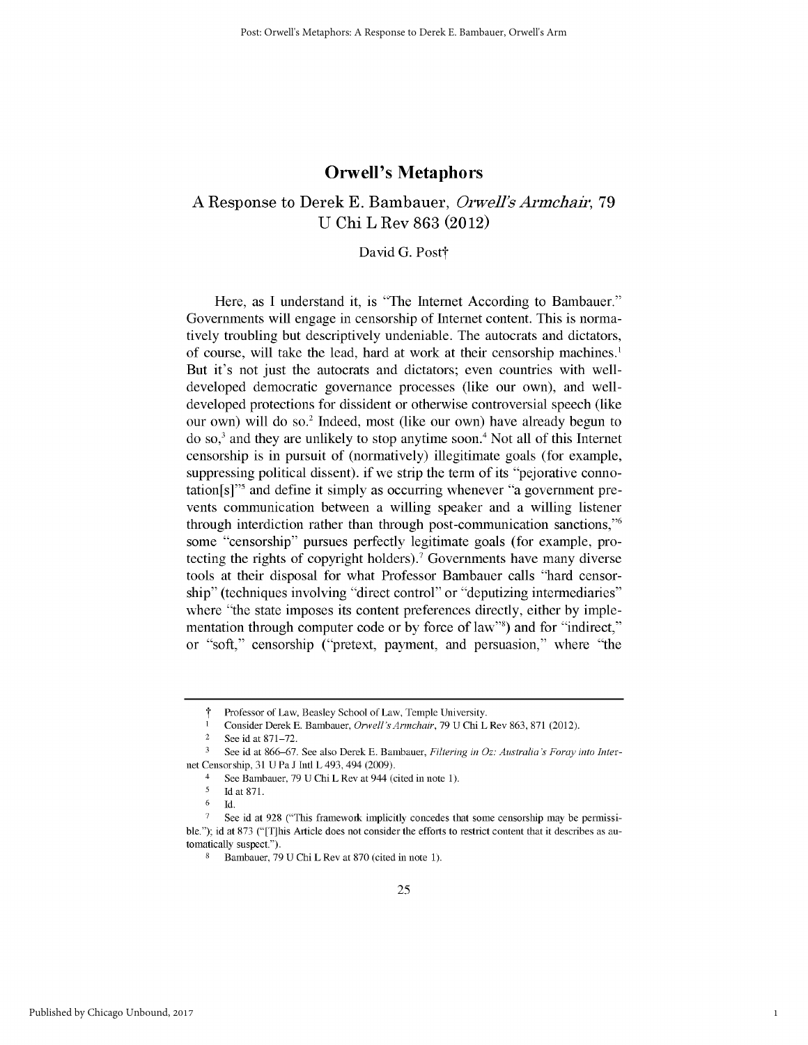# Orwell's Metaphors

## A Response to Derek E. Bambauer, *Orwell's Armchair*, 79 U Chi L Rev 863 (2012)

David G. Post†

Here, as I understand it, is "The Internet According to Bambauer." Governments will engage in censorship of Internet content. This is normatively troubling but descriptively undeniable. The autocrats and dictators, of course, will take the lead, hard at work at their censorship machines.[1] But it's not just the autocrats and dictators; even countries with well-developed democratic governance processes (like our own), and well-developed protections for dissident or otherwise controversial speech (like our own) will do so.[2] Indeed, most (like our own) have already begun to do so,[3] and they are unlikely to stop anytime soon.[4] Not all of this Internet censorship is in pursuit of (normatively) illegitimate goals (for example, suppressing political dissent). if we strip the term of its "pejorative connotation[s]"[5] and define it simply as occurring whenever "a government prevents communication between a willing speaker and a willing listener through interdiction rather than through post-communication sanctions,"[6] some "censorship" pursues perfectly legitimate goals (for example, protecting the rights of copyright holders).[7] Governments have many diverse tools at their disposal for what Professor Bambauer calls "hard censorship" (techniques involving "direct control" or "deputizing intermediaries" where "the state imposes its content preferences directly, either by implementation through computer code or by force of law"[8]) and for "indirect," or "soft," censorship ("pretext, payment, and persuasion," where "the

---

† Professor of Law, Beasley School of Law, Temple University.

1 Consider Derek E. Bambauer, *Orwell's Armchair*, 79 U Chi L Rev 863, 871 (2012).

2 See id at 871–72.

3 See id at 866–67. See also Derek E. Bambauer, *Filtering in Oz: Australia's Foray into Internet Censorship*, 31 U Pa J Intl L 493, 494 (2009).

4 See Bambauer, 79 U Chi L Rev at 944 (cited in note 1).

5 Id at 871.

6 Id.

7 See id at 928 ("This framework implicitly concedes that some censorship may be permissible."); id at 873 ("[T]his Article does not consider the efforts to restrict content that it describes as automatically suspect.").

8 Bambauer, 79 U Chi L Rev at 870 (cited in note 1).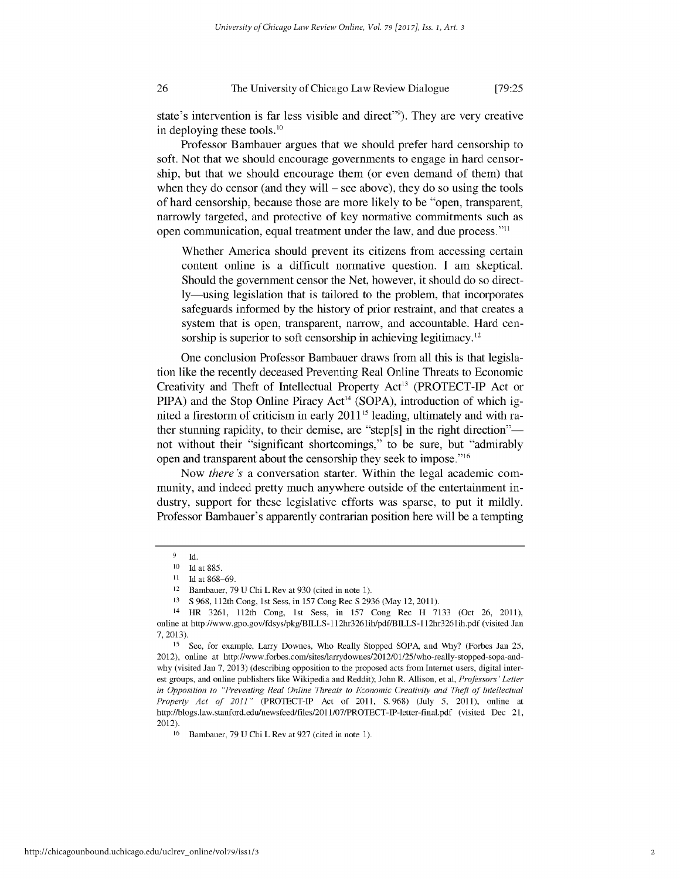state's intervention is far less visible and direct"[9]). They are very creative in deploying these tools.[10]

Professor Bambauer argues that we should prefer hard censorship to soft. Not that we should encourage governments to engage in hard censorship, but that we should encourage them (or even demand of them) that when they do censor (and they will – see above), they do so using the tools of hard censorship, because those are more likely to be "open, transparent, narrowly targeted, and protective of key normative commitments such as open communication, equal treatment under the law, and due process."[11]

> Whether America should prevent its citizens from accessing certain content online is a difficult normative question. I am skeptical. Should the government censor the Net, however, it should do so directly—using legislation that is tailored to the problem, that incorporates safeguards informed by the history of prior restraint, and that creates a system that is open, transparent, narrow, and accountable. Hard censorship is superior to soft censorship in achieving legitimacy.[12]

One conclusion Professor Bambauer draws from all this is that legislation like the recently deceased Preventing Real Online Threats to Economic Creativity and Theft of Intellectual Property Act[13] (PROTECT-IP Act or PIPA) and the Stop Online Piracy Act[14] (SOPA), introduction of which ignited a firestorm of criticism in early 2011[15] leading, ultimately and with rather stunning rapidity, to their demise, are "step[s] in the right direction"—not without their "significant shortcomings," to be sure, but "admirably open and transparent about the censorship they seek to impose."[16]

Now *there's* a conversation starter. Within the legal academic community, and indeed pretty much anywhere outside of the entertainment industry, support for these legislative efforts was sparse, to put it mildly. Professor Bambauer's apparently contrarian position here will be a tempting

---

[9] Id.

[10] Id at 885.

[11] Id at 868–69.

[12] Bambauer, 79 U Chi L Rev at 930 (cited in note 1).

[13] S 968, 112th Cong, 1st Sess, in 157 Cong Rec S 2936 (May 12, 2011).

[14] HR 3261, 112th Cong, 1st Sess, in 157 Cong Rec H 7133 (Oct 26, 2011), online at http://www.gpo.gov/fdsys/pkg/BILLS-112hr3261ih/pdf/BILLS-112hr3261ih.pdf (visited Jan 7, 2013).

[15] See, for example, Larry Downes, Who Really Stopped SOPA, and Why? (Forbes Jan 25, 2012), online at http://www.forbes.com/sites/larrydownes/2012/01/25/who-really-stopped-sopa-and-why (visited Jan 7, 2013) (describing opposition to the proposed acts from Internet users, digital interest groups, and online publishers like Wikipedia and Reddit); John R. Allison, et al, *Professors' Letter in Opposition to "Preventing Real Online Threats to Economic Creativity and Theft of Intellectual Property Act of 2011"* (PROTECT-IP Act of 2011, S. 968) (July 5, 2011), online at http://blogs.law.stanford.edu/newsfeed/files/2011/07/PROTECT-IP-letter-final.pdf (visited Dec 21, 2012).

[16] Bambauer, 79 U Chi L Rev at 927 (cited in note 1).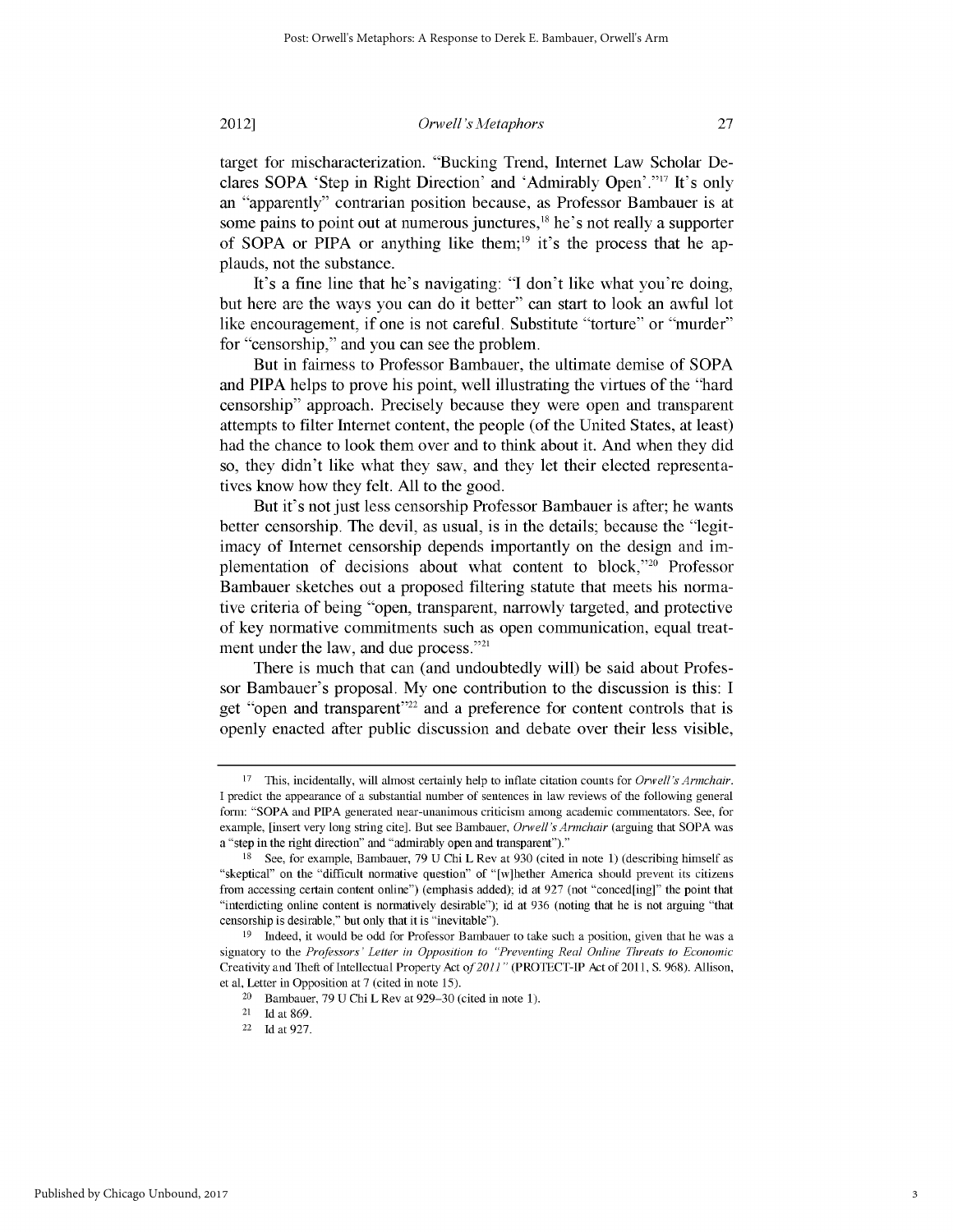target for mischaracterization. "Bucking Trend, Internet Law Scholar Declares SOPA 'Step in Right Direction' and 'Admirably Open'."[17] It's only an "apparently" contrarian position because, as Professor Bambauer is at some pains to point out at numerous junctures,[18] he's not really a supporter of SOPA or PIPA or anything like them;[19] it's the process that he applauds, not the substance.

It's a fine line that he's navigating: "I don't like what you're doing, but here are the ways you can do it better" can start to look an awful lot like encouragement, if one is not careful. Substitute "torture" or "murder" for "censorship," and you can see the problem.

But in fairness to Professor Bambauer, the ultimate demise of SOPA and PIPA helps to prove his point, well illustrating the virtues of the "hard censorship" approach. Precisely because they were open and transparent attempts to filter Internet content, the people (of the United States, at least) had the chance to look them over and to think about it. And when they did so, they didn't like what they saw, and they let their elected representatives know how they felt. All to the good.

But it's not just less censorship Professor Bambauer is after; he wants better censorship. The devil, as usual, is in the details; because the "legitimacy of Internet censorship depends importantly on the design and implementation of decisions about what content to block,"[20] Professor Bambauer sketches out a proposed filtering statute that meets his normative criteria of being "open, transparent, narrowly targeted, and protective of key normative commitments such as open communication, equal treatment under the law, and due process."[21]

There is much that can (and undoubtedly will) be said about Professor Bambauer's proposal. My one contribution to the discussion is this: I get "open and transparent"[22] and a preference for content controls that is openly enacted after public discussion and debate over their less visible,

---

[17] This, incidentally, will almost certainly help to inflate citation counts for *Orwell's Armchair*. I predict the appearance of a substantial number of sentences in law reviews of the following general form: "SOPA and PIPA generated near-unanimous criticism among academic commentators. See, for example, [insert very long string cite]. But see Bambauer, *Orwell's Armchair* (arguing that SOPA was a "step in the right direction" and "admirably open and transparent")."

[18] See, for example, Bambauer, 79 U Chi L Rev at 930 (cited in note 1) (describing himself as "skeptical" on the "difficult normative question" of "[w]hether America should prevent its citizens from accessing certain content online") (emphasis added); id at 927 (not "conced[ing]" the point that "interdicting online content is normatively desirable"); id at 936 (noting that he is not arguing "that censorship is desirable," but only that it is "inevitable").

[19] Indeed, it would be odd for Professor Bambauer to take such a position, given that he was a signatory to the *Professors' Letter in Opposition to "Preventing Real Online Threats to Economic* Creativity and Theft of Intellectual Property Act *of 2011"* (PROTECT-IP Act of 2011, S. 968). Allison, et al, Letter in Opposition at 7 (cited in note 15).

[20] Bambauer, 79 U Chi L Rev at 929–30 (cited in note 1).

[21] Id at 869.

[22] Id at 927.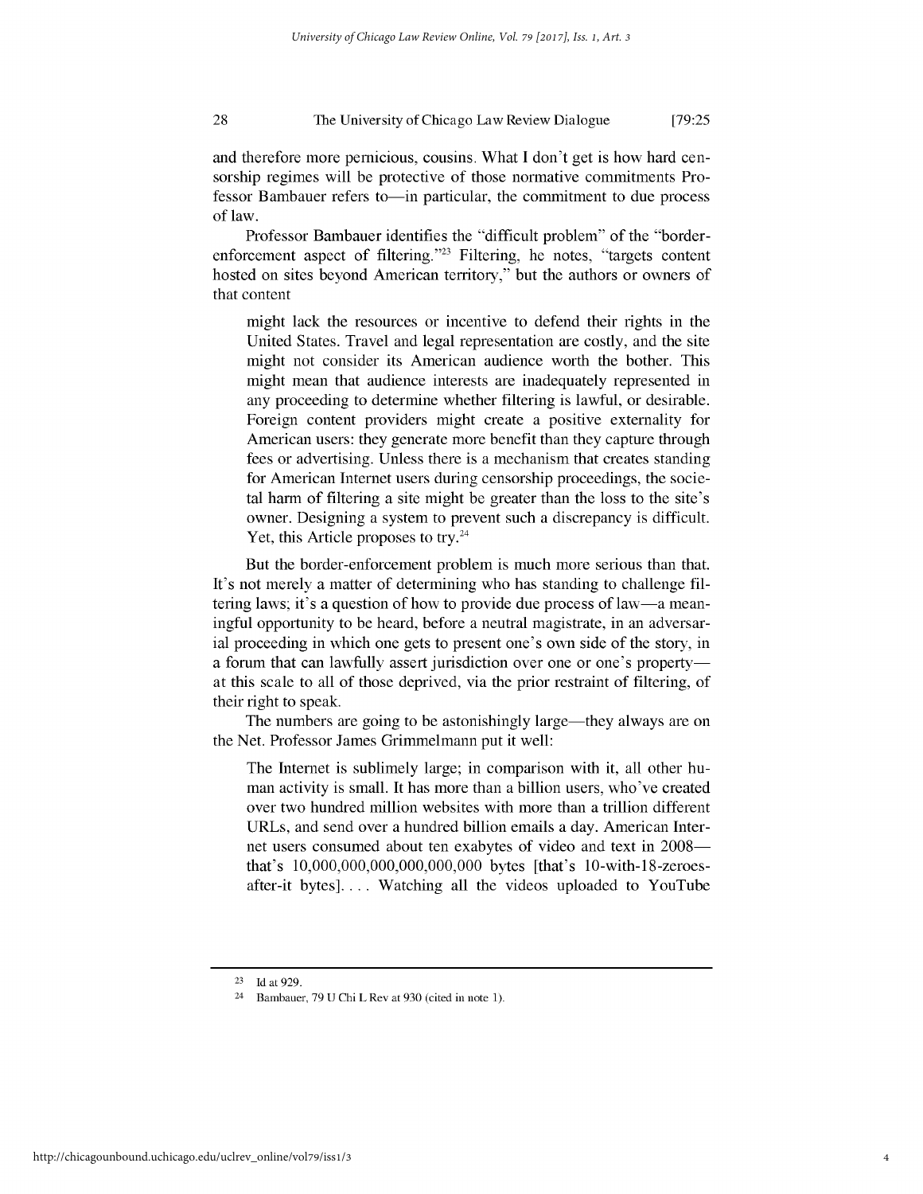and therefore more pernicious, cousins. What I don't get is how hard censorship regimes will be protective of those normative commitments Professor Bambauer refers to—in particular, the commitment to due process of law.

Professor Bambauer identifies the "difficult problem" of the "border-enforcement aspect of filtering."[23] Filtering, he notes, "targets content hosted on sites beyond American territory," but the authors or owners of that content

> might lack the resources or incentive to defend their rights in the United States. Travel and legal representation are costly, and the site might not consider its American audience worth the bother. This might mean that audience interests are inadequately represented in any proceeding to determine whether filtering is lawful, or desirable. Foreign content providers might create a positive externality for American users: they generate more benefit than they capture through fees or advertising. Unless there is a mechanism that creates standing for American Internet users during censorship proceedings, the societal harm of filtering a site might be greater than the loss to the site's owner. Designing a system to prevent such a discrepancy is difficult. Yet, this Article proposes to try.[24]

But the border-enforcement problem is much more serious than that. It's not merely a matter of determining who has standing to challenge filtering laws; it's a question of how to provide due process of law—a meaningful opportunity to be heard, before a neutral magistrate, in an adversarial proceeding in which one gets to present one's own side of the story, in a forum that can lawfully assert jurisdiction over one or one's property—at this scale to all of those deprived, via the prior restraint of filtering, of their right to speak.

The numbers are going to be astonishingly large—they always are on the Net. Professor James Grimmelmann put it well:

> The Internet is sublimely large; in comparison with it, all other human activity is small. It has more than a billion users, who've created over two hundred million websites with more than a trillion different URLs, and send over a hundred billion emails a day. American Internet users consumed about ten exabytes of video and text in 2008—that's 10,000,000,000,000,000,000 bytes [that's 10-with-18-zeroes-after-it bytes]. . . . Watching all the videos uploaded to YouTube

---

[23] Id at 929.

[24] Bambauer, 79 U Chi L Rev at 930 (cited in note 1).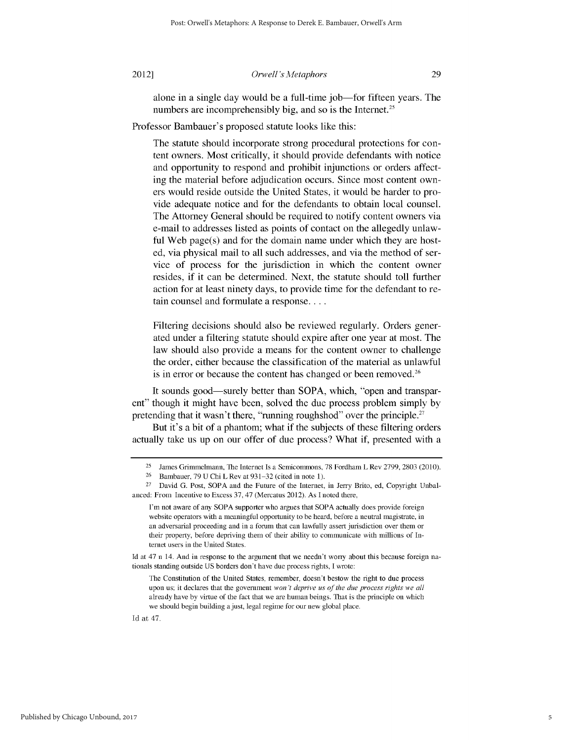alone in a single day would be a full-time job—for fifteen years. The numbers are incomprehensibly big, and so is the Internet.[25]

Professor Bambauer's proposed statute looks like this:

> The statute should incorporate strong procedural protections for content owners. Most critically, it should provide defendants with notice and opportunity to respond and prohibit injunctions or orders affecting the material before adjudication occurs. Since most content owners would reside outside the United States, it would be harder to provide adequate notice and for the defendants to obtain local counsel. The Attorney General should be required to notify content owners via e-mail to addresses listed as points of contact on the allegedly unlawful Web page(s) and for the domain name under which they are hosted, via physical mail to all such addresses, and via the method of service of process for the jurisdiction in which the content owner resides, if it can be determined. Next, the statute should toll further action for at least ninety days, to provide time for the defendant to retain counsel and formulate a response. . . .
>
> Filtering decisions should also be reviewed regularly. Orders generated under a filtering statute should expire after one year at most. The law should also provide a means for the content owner to challenge the order, either because the classification of the material as unlawful is in error or because the content has changed or been removed.[26]

It sounds good—surely better than SOPA, which, "open and transparent" though it might have been, solved the due process problem simply by pretending that it wasn't there, "running roughshod" over the principle.[27]

But it's a bit of a phantom; what if the subjects of these filtering orders actually take us up on our offer of due process? What if, presented with a

---

[25] James Grimmelmann, The Internet Is a Semicommons, 78 Fordham L Rev 2799, 2803 (2010).

[26] Bambauer, 79 U Chi L Rev at 931–32 (cited in note 1).

[27] David G. Post, SOPA and the Future of the Internet, in Jerry Brito, ed, Copyright Unbalanced: From Incentive to Excess 37, 47 (Mercatus 2012). As I noted there,

> I'm not aware of any SOPA supporter who argues that SOPA actually does provide foreign website operators with a meaningful opportunity to be heard, before a neutral magistrate, in an adversarial proceeding and in a forum that can lawfully assert jurisdiction over them or their property, before depriving them of their ability to communicate with millions of Internet users in the United States.

Id at 47 n 14. And in response to the argument that we needn't worry about this because foreign nationals standing outside US borders don't have due process rights, I wrote:

> The Constitution of the United States, remember, doesn't bestow the right to due process upon us; it declares that the government *won't deprive us of the due process rights we all* already have by virtue of the fact that we are human beings. That is the principle on which we should begin building a just, legal regime for our new global place.

Id at 47.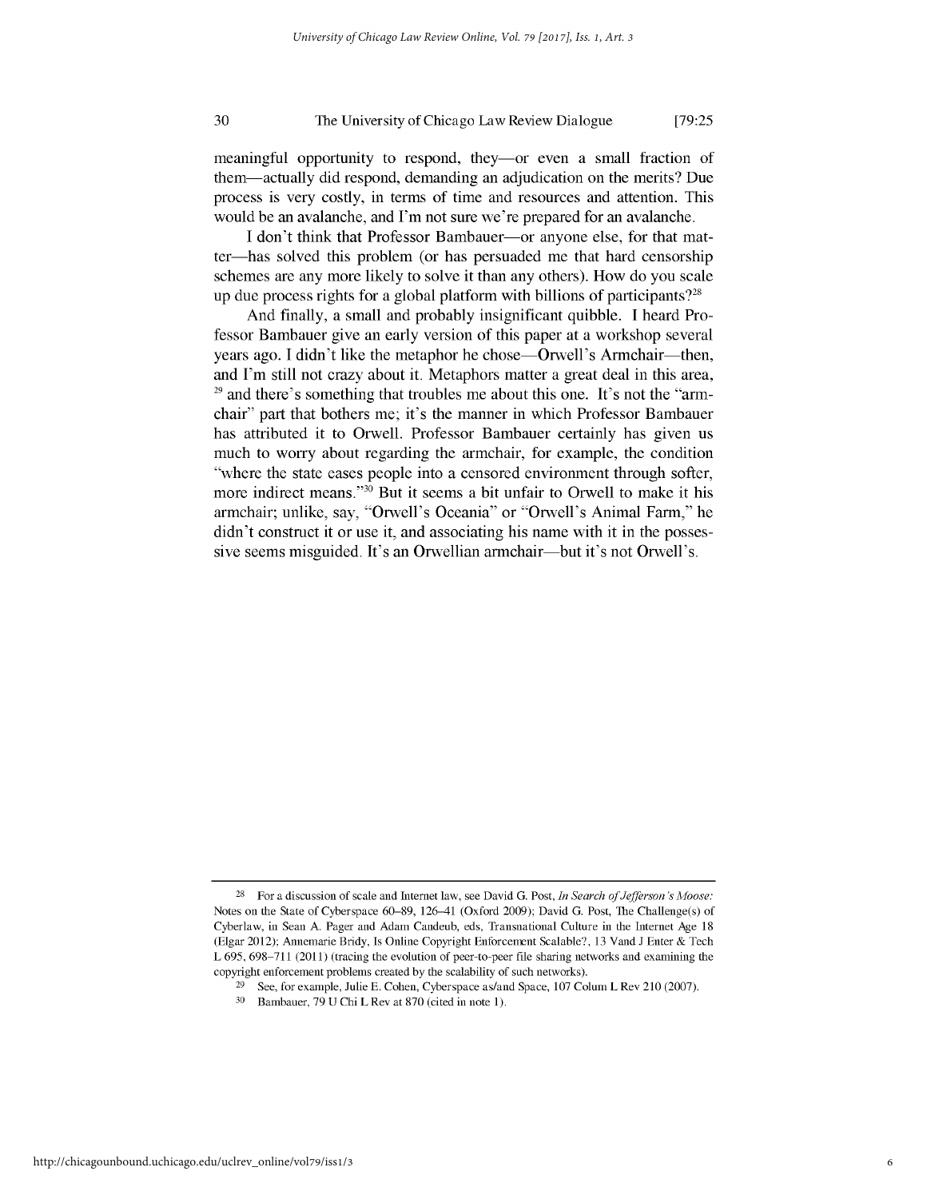meaningful opportunity to respond, they—or even a small fraction of them—actually did respond, demanding an adjudication on the merits? Due process is very costly, in terms of time and resources and attention. This would be an avalanche, and I'm not sure we're prepared for an avalanche.

I don't think that Professor Bambauer—or anyone else, for that matter—has solved this problem (or has persuaded me that hard censorship schemes are any more likely to solve it than any others). How do you scale up due process rights for a global platform with billions of participants?[28]

And finally, a small and probably insignificant quibble. I heard Professor Bambauer give an early version of this paper at a workshop several years ago. I didn't like the metaphor he chose—Orwell's Armchair—then, and I'm still not crazy about it. Metaphors matter a great deal in this area,[29] and there's something that troubles me about this one. It's not the "armchair" part that bothers me; it's the manner in which Professor Bambauer has attributed it to Orwell. Professor Bambauer certainly has given us much to worry about regarding the armchair, for example, the condition "where the state eases people into a censored environment through softer, more indirect means."[30] But it seems a bit unfair to Orwell to make it his armchair; unlike, say, "Orwell's Oceania" or "Orwell's Animal Farm," he didn't construct it or use it, and associating his name with it in the possessive seems misguided. It's an Orwellian armchair—but it's not Orwell's.

---

[28] For a discussion of scale and Internet law, see David G. Post, *In Search of Jefferson's Moose: Notes on the State of Cyberspace* 60–89, 126–41 (Oxford 2009); David G. Post, The Challenge(s) of Cyberlaw, in Sean A. Pager and Adam Candeub, eds, Transnational Culture in the Internet Age 18 (Elgar 2012); Annemarie Bridy, Is Online Copyright Enforcement Scalable?, 13 Vand J Enter & Tech L 695, 698–711 (2011) (tracing the evolution of peer-to-peer file sharing networks and examining the copyright enforcement problems created by the scalability of such networks).

[29] See, for example, Julie E. Cohen, Cyberspace as/and Space, 107 Colum L Rev 210 (2007).

[30] Bambauer, 79 U Chi L Rev at 870 (cited in note 1).